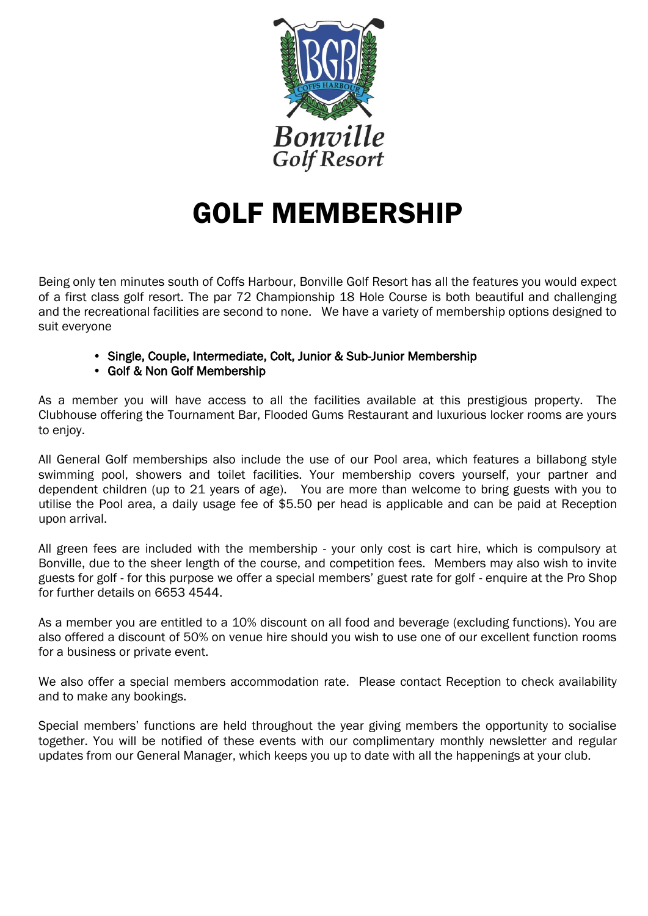Bonville Golf Resort

# GOLF MEMBERSHIP

Being only ten minutes south of Coffs Harbour, Bonville Golf Resort has all the features you would expect of a first class golf resort. The par 72 Championship 18 Hole Course is both beautiful and challenging and the recreational facilities are second to none. We have a variety of membership options designed to suit everyone

- Single, Couple, Intermediate, Colt, Junior & Sub-Junior Membership
- Golf & Non Golf Membership

As a member you will have access to all the facilities available at this prestigious property. The Clubhouse offering the Tournament Bar, Flooded Gums Restaurant and luxurious locker rooms are yours to enjoy.

All General Golf memberships also include the use of our Pool area, which features a billabong style swimming pool, showers and toilet facilities. Your membership covers yourself, your partner and dependent children (up to 21 years of age). You are more than welcome to bring guests with you to utilise the Pool area, a daily usage fee of $5.50 per head is applicable and can be paid at Reception upon arrival.

All green fees are included with the membership - your only cost is cart hire, which is compulsory at Bonville, due to the sheer length of the course, and competition fees. Members may also wish to invite guests for golf - for this purpose we offer a special members' guest rate for golf - enquire at the Pro Shop for further details on 6653 4544.

As a member you are entitled to a 10% discount on all food and beverage (excluding functions). You are also offered a discount of 50% on venue hire should you wish to use one of our excellent function rooms for a business or private event.

We also offer a special members accommodation rate. Please contact Reception to check availability and to make any bookings.

Special members' functions are held throughout the year giving members the opportunity to socialise together. You will be notified of these events with our complimentary monthly newsletter and regular updates from our General Manager, which keeps you up to date with all the happenings at your club.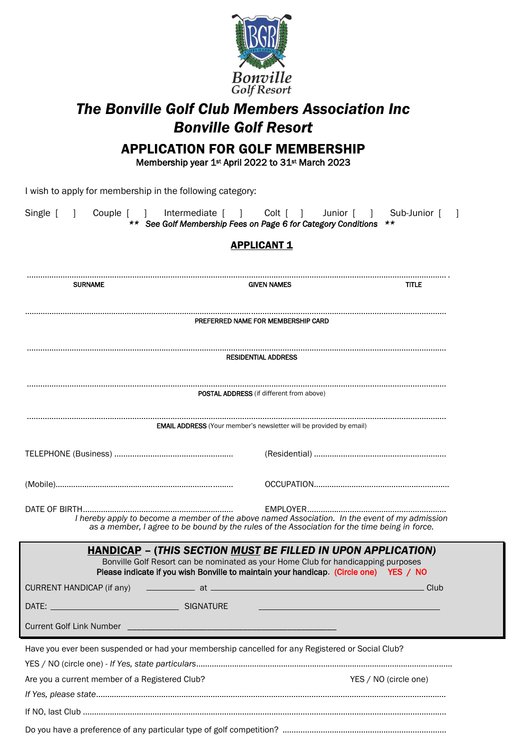# The Bonville Golf Club Members Association Inc
# Bonville Golf Resort

## APPLICATION FOR GOLF MEMBERSHIP

Membership year 1st April 2022 to 31st March 2023

I wish to apply for membership in the following category:

Single [ ]   Couple [ ]   Intermediate [ ]   Colt [ ]   Junior [ ]   Sub-Junior [ ]

*** See Golf Membership Fees on Page 6 for Category Conditions ***

### APPLICANT 1

..................................................................................................................................................................

SURNAME   GIVEN NAMES   TITLE

..................................................................................................................................................................

PREFERRED NAME FOR MEMBERSHIP CARD

..................................................................................................................................................................

RESIDENTIAL ADDRESS

..................................................................................................................................................................

POSTAL ADDRESS (if different from above)

..................................................................................................................................................................

EMAIL ADDRESS (Your member's newsletter will be provided by email)

TELEPHONE (Business) .....................................................   (Residential) ...........................................................

(Mobile).........................................................................   OCCUPATION.............................................................

DATE OF BIRTH....................................................................   EMPLOYER..............................................................

*I hereby apply to become a member of the above named Association. In the event of my admission as a member, I agree to be bound by the rules of the Association for the time being in force.*

**HANDICAP – (*THIS SECTION MUST BE FILLED IN UPON APPLICATION*)**

Bonville Golf Resort can be nominated as your Home Club for handicapping purposes

**Please indicate if you wish Bonville to maintain your handicap.** (Circle one) YES / NO

CURRENT HANDICAP (if any) ___________ at _________________________________________ Club

DATE: ______________________________ SIGNATURE ___________________________________________

Current Golf Link Number ______________________________________________

Have you ever been suspended or had your membership cancelled for any Registered or Social Club?

YES / NO (circle one) - *If Yes, state particulars*.......................................................................................................

Are you a current member of a Registered Club?   YES / NO (circle one)

*If Yes, please state*......................................................................................................................................

If NO, last Club ...........................................................................................................................................

Do you have a preference of any particular type of golf competition? .........................................................................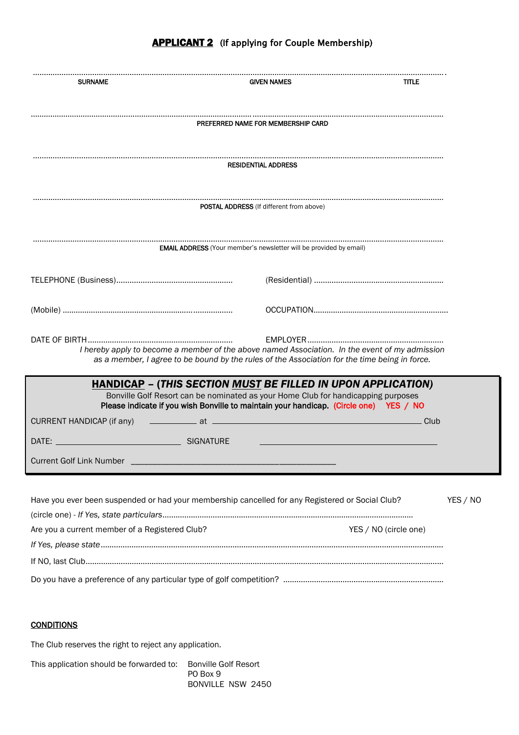## **APPLICANT 2** (If applying for Couple Membership)

.....................................................................................................................................................................

SURNAME GIVEN NAMES TITLE

.....................................................................................................................................................................

PREFERRED NAME FOR MEMBERSHIP CARD

.....................................................................................................................................................................

RESIDENTIAL ADDRESS

.....................................................................................................................................................................

**POSTAL ADDRESS** (If different from above)

.....................................................................................................................................................................

**EMAIL ADDRESS** (Your member's newsletter will be provided by email)

TELEPHONE (Business)..................................................... (Residential) ...........................................................

(Mobile) ............................................................................ OCCUPATION.............................................................

DATE OF BIRTH.................................................................. EMPLOYER.............................................................

*I hereby apply to become a member of the above named Association. In the event of my admission as a member, I agree to be bound by the rules of the Association for the time being in force.*

### **HANDICAP – (*THIS SECTION MUST BE FILLED IN UPON APPLICATION*)**

Bonville Golf Resort can be nominated as your Home Club for handicapping purposes

**Please indicate if you wish Bonville to maintain your handicap.** (Circle one) YES / NO

CURRENT HANDICAP (if any) ____________ at ________________________________________________ Club

DATE: ______________________________ SIGNATURE ________________________________________

Current Golf Link Number ________________________________________________

Have you ever been suspended or had your membership cancelled for any Registered or Social Club? YES / NO

(circle one) - *If Yes, state particulars*..................................................................................................

Are you a current member of a Registered Club? YES / NO (circle one)

*If Yes, please state*..........................................................................................................................

If NO, last Club................................................................................................................................

Do you have a preference of any particular type of golf competition? ........................................................................

**CONDITIONS**

The Club reserves the right to reject any application.

This application should be forwarded to: Bonville Golf Resort
PO Box 9
BONVILLE NSW 2450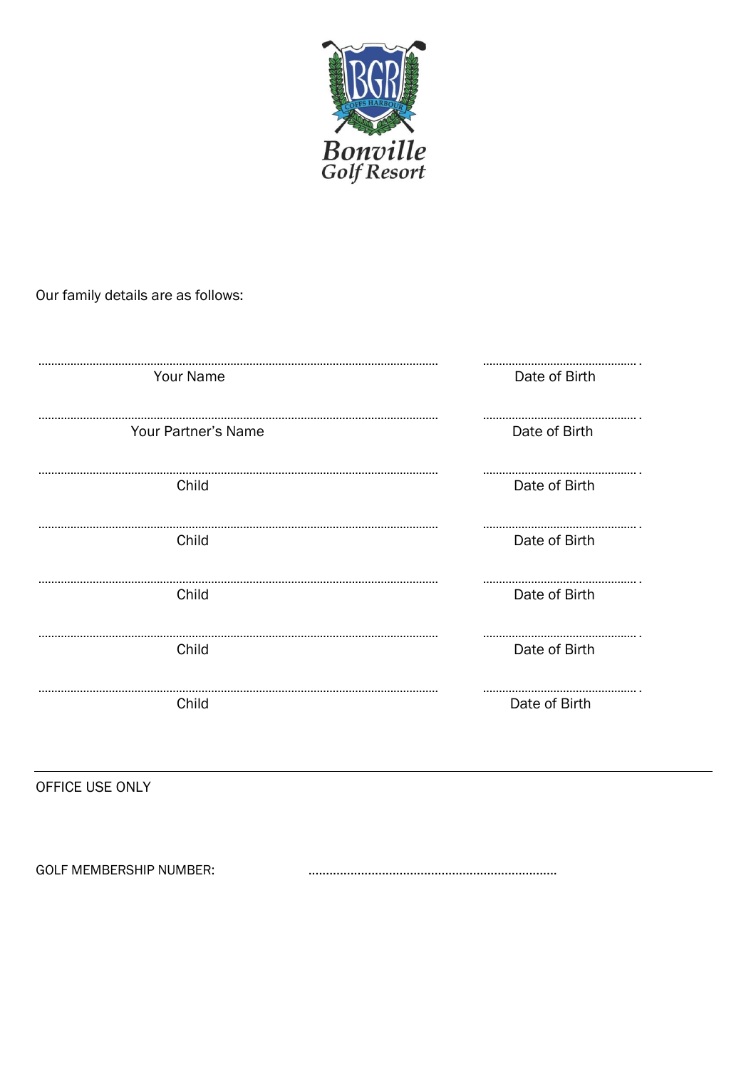Bonville Golf Resort

Our family details are as follows:

| | |
|---|---|
| ........................................................................................ | .................................................. |
| Your Name | Date of Birth |
| ........................................................................................ | .................................................. |
| Your Partner's Name | Date of Birth |
| ........................................................................................ | .................................................. |
| Child | Date of Birth |
| ........................................................................................ | .................................................. |
| Child | Date of Birth |
| ........................................................................................ | .................................................. |
| Child | Date of Birth |
| ........................................................................................ | .................................................. |
| Child | Date of Birth |
| ........................................................................................ | .................................................. |
| Child | Date of Birth |

---

OFFICE USE ONLY

GOLF MEMBERSHIP NUMBER: ......................................................................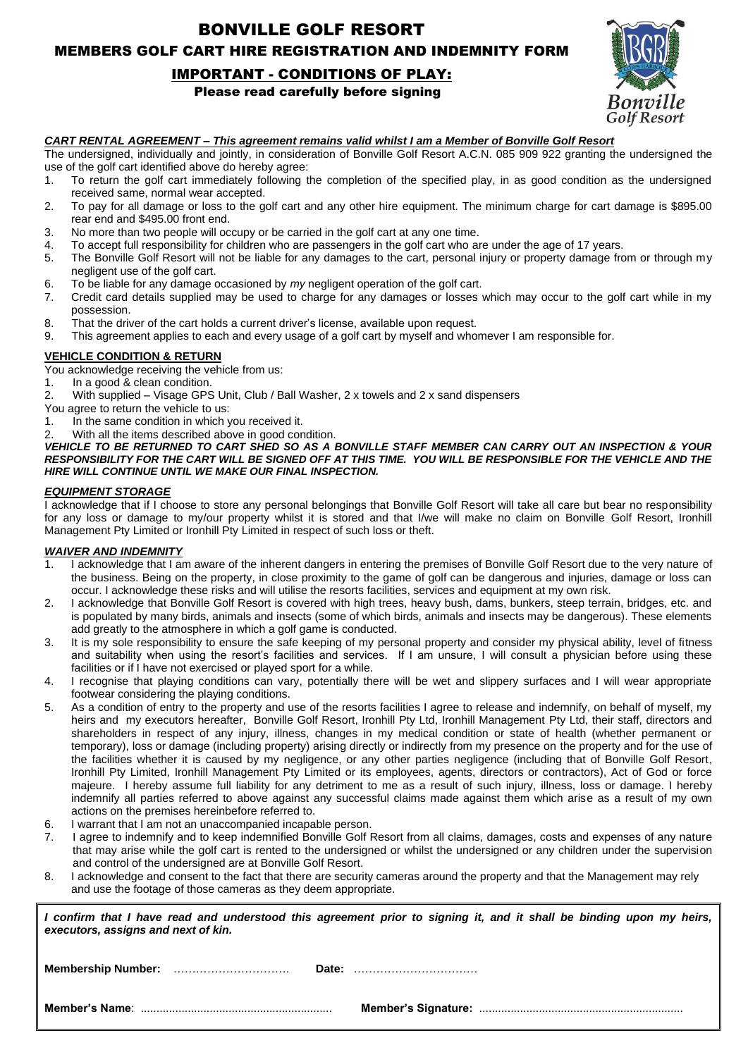# BONVILLE GOLF RESORT

## MEMBERS GOLF CART HIRE REGISTRATION AND INDEMNITY FORM

## IMPORTANT - CONDITIONS OF PLAY:

**Please read carefully before signing**

***CART RENTAL AGREEMENT – This agreement remains valid whilst I am a Member of Bonville Golf Resort***

The undersigned, individually and jointly, in consideration of Bonville Golf Resort A.C.N. 085 909 922 granting the undersigned the use of the golf cart identified above do hereby agree:

1. To return the golf cart immediately following the completion of the specified play, in as good condition as the undersigned received same, normal wear accepted.
2. To pay for all damage or loss to the golf cart and any other hire equipment. The minimum charge for cart damage is $895.00 rear end and $495.00 front end.
3. No more than two people will occupy or be carried in the golf cart at any one time.
4. To accept full responsibility for children who are passengers in the golf cart who are under the age of 17 years.
5. The Bonville Golf Resort will not be liable for any damages to the cart, personal injury or property damage from or through my negligent use of the golf cart.
6. To be liable for any damage occasioned by *my* negligent operation of the golf cart.
7. Credit card details supplied may be used to charge for any damages or losses which may occur to the golf cart while in my possession.
8. That the driver of the cart holds a current driver's license, available upon request.
9. This agreement applies to each and every usage of a golf cart by myself and whomever I am responsible for.

**VEHICLE CONDITION & RETURN**

You acknowledge receiving the vehicle from us:

1. In a good & clean condition.
2. With supplied – Visage GPS Unit, Club / Ball Washer, 2 x towels and 2 x sand dispensers

You agree to return the vehicle to us:

1. In the same condition in which you received it.
2. With all the items described above in good condition.

***VEHICLE TO BE RETURNED TO CART SHED SO AS A BONVILLE STAFF MEMBER CAN CARRY OUT AN INSPECTION & YOUR RESPONSIBILITY FOR THE CART WILL BE SIGNED OFF AT THIS TIME. YOU WILL BE RESPONSIBLE FOR THE VEHICLE AND THE HIRE WILL CONTINUE UNTIL WE MAKE OUR FINAL INSPECTION.***

***EQUIPMENT STORAGE***

I acknowledge that if I choose to store any personal belongings that Bonville Golf Resort will take all care but bear no responsibility for any loss or damage to my/our property whilst it is stored and that I/we will make no claim on Bonville Golf Resort, Ironhill Management Pty Limited or Ironhill Pty Limited in respect of such loss or theft.

***WAIVER AND INDEMNITY***

1. I acknowledge that I am aware of the inherent dangers in entering the premises of Bonville Golf Resort due to the very nature of the business. Being on the property, in close proximity to the game of golf can be dangerous and injuries, damage or loss can occur. I acknowledge these risks and will utilise the resorts facilities, services and equipment at my own risk.
2. I acknowledge that Bonville Golf Resort is covered with high trees, heavy bush, dams, bunkers, steep terrain, bridges, etc. and is populated by many birds, animals and insects (some of which birds, animals and insects may be dangerous). These elements add greatly to the atmosphere in which a golf game is conducted.
3. It is my sole responsibility to ensure the safe keeping of my personal property and consider my physical ability, level of fitness and suitability when using the resort's facilities and services. If I am unsure, I will consult a physician before using these facilities or if I have not exercised or played sport for a while.
4. I recognise that playing conditions can vary, potentially there will be wet and slippery surfaces and I will wear appropriate footwear considering the playing conditions.
5. As a condition of entry to the property and use of the resorts facilities I agree to release and indemnify, on behalf of myself, my heirs and my executors hereafter, Bonville Golf Resort, Ironhill Pty Ltd, Ironhill Management Pty Ltd, their staff, directors and shareholders in respect of any injury, illness, changes in my medical condition or state of health (whether permanent or temporary), loss or damage (including property) arising directly or indirectly from my presence on the property and for the use of the facilities whether it is caused by my negligence, or any other parties negligence (including that of Bonville Golf Resort, Ironhill Pty Limited, Ironhill Management Pty Limited or its employees, agents, directors or contractors), Act of God or force majeure. I hereby assume full liability for any detriment to me as a result of such injury, illness, loss or damage. I hereby indemnify all parties referred to above against any successful claims made against them which arise as a result of my own actions on the premises hereinbefore referred to.
6. I warrant that I am not an unaccompanied incapable person.
7. I agree to indemnify and to keep indemnified Bonville Golf Resort from all claims, damages, costs and expenses of any nature that may arise while the golf cart is rented to the undersigned or whilst the undersigned or any children under the supervision and control of the undersigned are at Bonville Golf Resort.
8. I acknowledge and consent to the fact that there are security cameras around the property and that the Management may rely and use the footage of those cameras as they deem appropriate.

***I confirm that I have read and understood this agreement prior to signing it, and it shall be binding upon my heirs, executors, assigns and next of kin.***

**Membership Number:** …………………………  **Date:** ……………………………

**Member's Name**: ……………………………………………  **Member's Signature:** ……………………………………………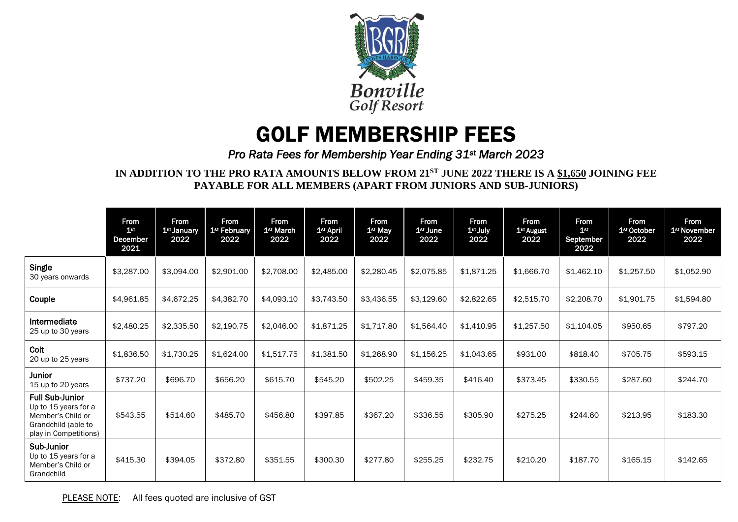Bonville Golf Resort

# GOLF MEMBERSHIP FEES

*Pro Rata Fees for Membership Year Ending 31st March 2023*

**IN ADDITION TO THE PRO RATA AMOUNTS BELOW FROM 21ST JUNE 2022 THERE IS A $1,650 JOINING FEE PAYABLE FOR ALL MEMBERS (APART FROM JUNIORS AND SUB-JUNIORS)**

| | From 1st December 2021 | From 1st January 2022 | From 1st February 2022 | From 1st March 2022 | From 1st April 2022 | From 1st May 2022 | From 1st June 2022 | From 1st July 2022 | From 1st August 2022 | From 1st September 2022 | From 1st October 2022 | From 1st November 2022 |
|---|---|---|---|---|---|---|---|---|---|---|---|---|
| **Single** 30 years onwards | $3,287.00 | $3,094.00 | $2,901.00 | $2,708.00 | $2,485.00 | $2,280.45 | $2,075.85 | $1,871.25 | $1,666.70 | $1,462.10 | $1,257.50 | $1,052.90 |
| **Couple** | $4,961.85 | $4,672.25 | $4,382.70 | $4,093.10 | $3,743.50 | $3,436.55 | $3,129.60 | $2,822.65 | $2,515.70 | $2,208.70 | $1,901.75 | $1,594.80 |
| **Intermediate** 25 up to 30 years | $2,480.25 | $2,335.50 | $2,190.75 | $2,046.00 | $1,871.25 | $1,717.80 | $1,564.40 | $1,410.95 | $1,257.50 | $1,104.05 | $950.65 | $797.20 |
| **Colt** 20 up to 25 years | $1,836.50 | $1,730.25 | $1,624.00 | $1,517.75 | $1,381.50 | $1,268.90 | $1,156.25 | $1,043.65 | $931.00 | $818.40 | $705.75 | $593.15 |
| **Junior** 15 up to 20 years | $737.20 | $696.70 | $656.20 | $615.70 | $545.20 | $502.25 | $459.35 | $416.40 | $373.45 | $330.55 | $287.60 | $244.70 |
| **Full Sub-Junior** Up to 15 years for a Member's Child or Grandchild (able to play in Competitions) | $543.55 | $514.60 | $485.70 | $456.80 | $397.85 | $367.20 | $336.55 | $305.90 | $275.25 | $244.60 | $213.95 | $183.30 |
| **Sub-Junior** Up to 15 years for a Member's Child or Grandchild | $415.30 | $394.05 | $372.80 | $351.55 | $300.30 | $277.80 | $255.25 | $232.75 | $210.20 | $187.70 | $165.15 | $142.65 |

PLEASE NOTE: All fees quoted are inclusive of GST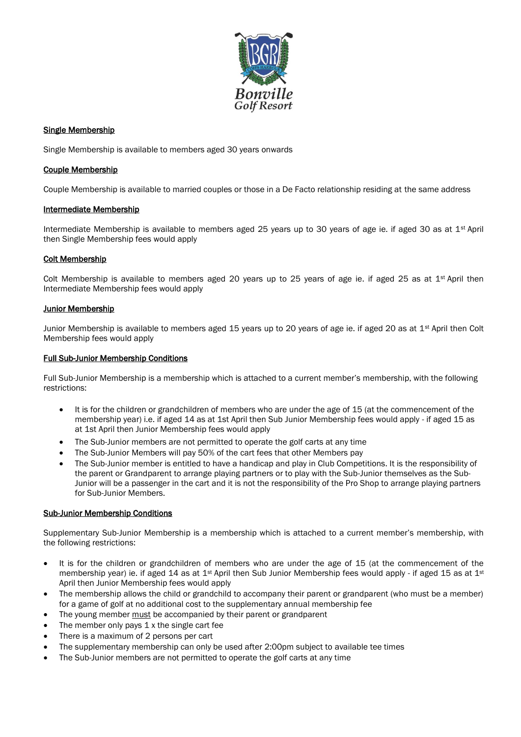## Single Membership

Single Membership is available to members aged 30 years onwards

## Couple Membership

Couple Membership is available to married couples or those in a De Facto relationship residing at the same address

## Intermediate Membership

Intermediate Membership is available to members aged 25 years up to 30 years of age ie. if aged 30 as at 1st April then Single Membership fees would apply

## Colt Membership

Colt Membership is available to members aged 20 years up to 25 years of age ie. if aged 25 as at 1st April then Intermediate Membership fees would apply

## Junior Membership

Junior Membership is available to members aged 15 years up to 20 years of age ie. if aged 20 as at 1st April then Colt Membership fees would apply

## Full Sub-Junior Membership Conditions

Full Sub-Junior Membership is a membership which is attached to a current member's membership, with the following restrictions:

- It is for the children or grandchildren of members who are under the age of 15 (at the commencement of the membership year) i.e. if aged 14 as at 1st April then Sub Junior Membership fees would apply - if aged 15 as at 1st April then Junior Membership fees would apply
- The Sub-Junior members are not permitted to operate the golf carts at any time
- The Sub-Junior Members will pay 50% of the cart fees that other Members pay
- The Sub-Junior member is entitled to have a handicap and play in Club Competitions. It is the responsibility of the parent or Grandparent to arrange playing partners or to play with the Sub-Junior themselves as the Sub-Junior will be a passenger in the cart and it is not the responsibility of the Pro Shop to arrange playing partners for Sub-Junior Members.

## Sub-Junior Membership Conditions

Supplementary Sub-Junior Membership is a membership which is attached to a current member's membership, with the following restrictions:

- It is for the children or grandchildren of members who are under the age of 15 (at the commencement of the membership year) ie. if aged 14 as at 1st April then Sub Junior Membership fees would apply - if aged 15 as at 1st April then Junior Membership fees would apply
- The membership allows the child or grandchild to accompany their parent or grandparent (who must be a member) for a game of golf at no additional cost to the supplementary annual membership fee
- The young member must be accompanied by their parent or grandparent
- The member only pays 1 x the single cart fee
- There is a maximum of 2 persons per cart
- The supplementary membership can only be used after 2:00pm subject to available tee times
- The Sub-Junior members are not permitted to operate the golf carts at any time